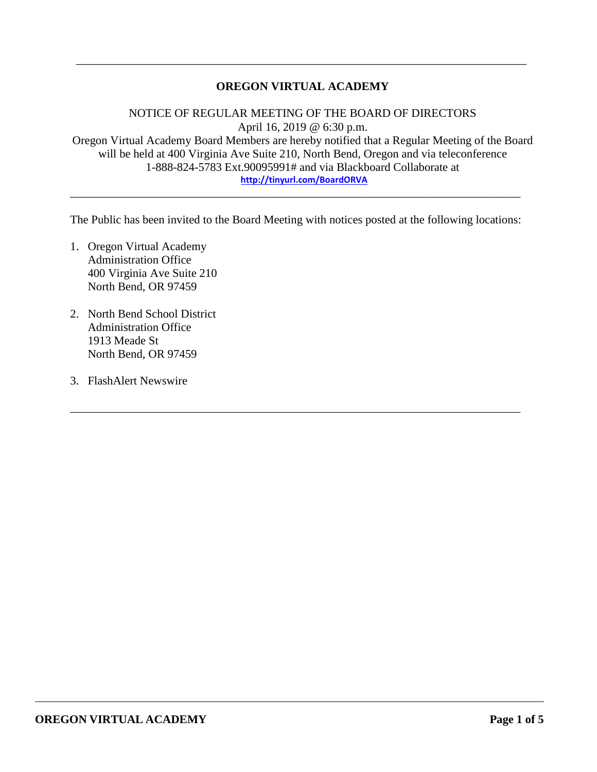# OREGON VIRTUAL ACADEMY

NOTICE OF REGULAR MEETING OF THE BOARD OF DIRECTORS
April 16, 2019 @ 6:30 p.m.
Oregon Virtual Academy Board Members are hereby notified that a Regular Meeting of the Board will be held at 400 Virginia Ave Suite 210, North Bend, Oregon and via teleconference 1-888-824-5783 Ext.90095991# and via Blackboard Collaborate at
http://tinyurl.com/BoardORVA

---

The Public has been invited to the Board Meeting with notices posted at the following locations:

1. Oregon Virtual Academy
   Administration Office
   400 Virginia Ave Suite 210
   North Bend, OR 97459

2. North Bend School District
   Administration Office
   1913 Meade St
   North Bend, OR 97459

3. FlashAlert Newswire

---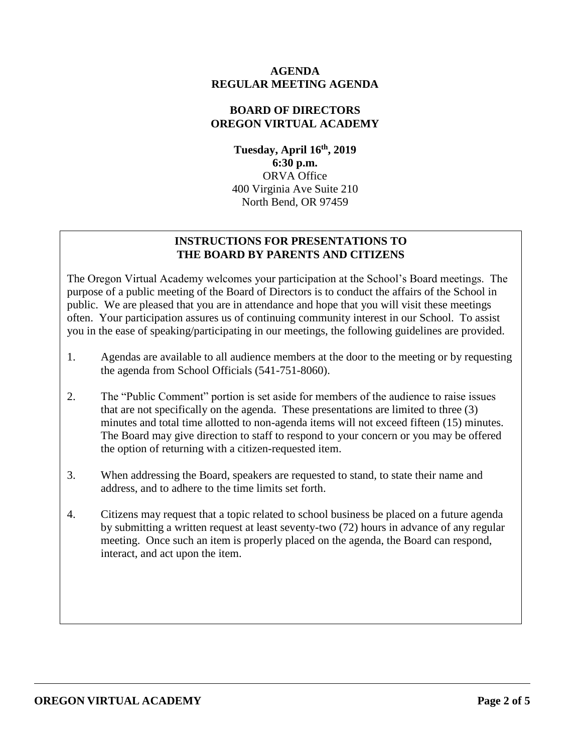**AGENDA**
**REGULAR MEETING AGENDA**

**BOARD OF DIRECTORS**
**OREGON VIRTUAL ACADEMY**

**Tuesday, April 16th, 2019**
**6:30 p.m.**
ORVA Office
400 Virginia Ave Suite 210
North Bend, OR 97459

## INSTRUCTIONS FOR PRESENTATIONS TO THE BOARD BY PARENTS AND CITIZENS

The Oregon Virtual Academy welcomes your participation at the School's Board meetings. The purpose of a public meeting of the Board of Directors is to conduct the affairs of the School in public. We are pleased that you are in attendance and hope that you will visit these meetings often. Your participation assures us of continuing community interest in our School. To assist you in the ease of speaking/participating in our meetings, the following guidelines are provided.

1. Agendas are available to all audience members at the door to the meeting or by requesting the agenda from School Officials (541-751-8060).

2. The "Public Comment" portion is set aside for members of the audience to raise issues that are not specifically on the agenda. These presentations are limited to three (3) minutes and total time allotted to non-agenda items will not exceed fifteen (15) minutes. The Board may give direction to staff to respond to your concern or you may be offered the option of returning with a citizen-requested item.

3. When addressing the Board, speakers are requested to stand, to state their name and address, and to adhere to the time limits set forth.

4. Citizens may request that a topic related to school business be placed on a future agenda by submitting a written request at least seventy-two (72) hours in advance of any regular meeting. Once such an item is properly placed on the agenda, the Board can respond, interact, and act upon the item.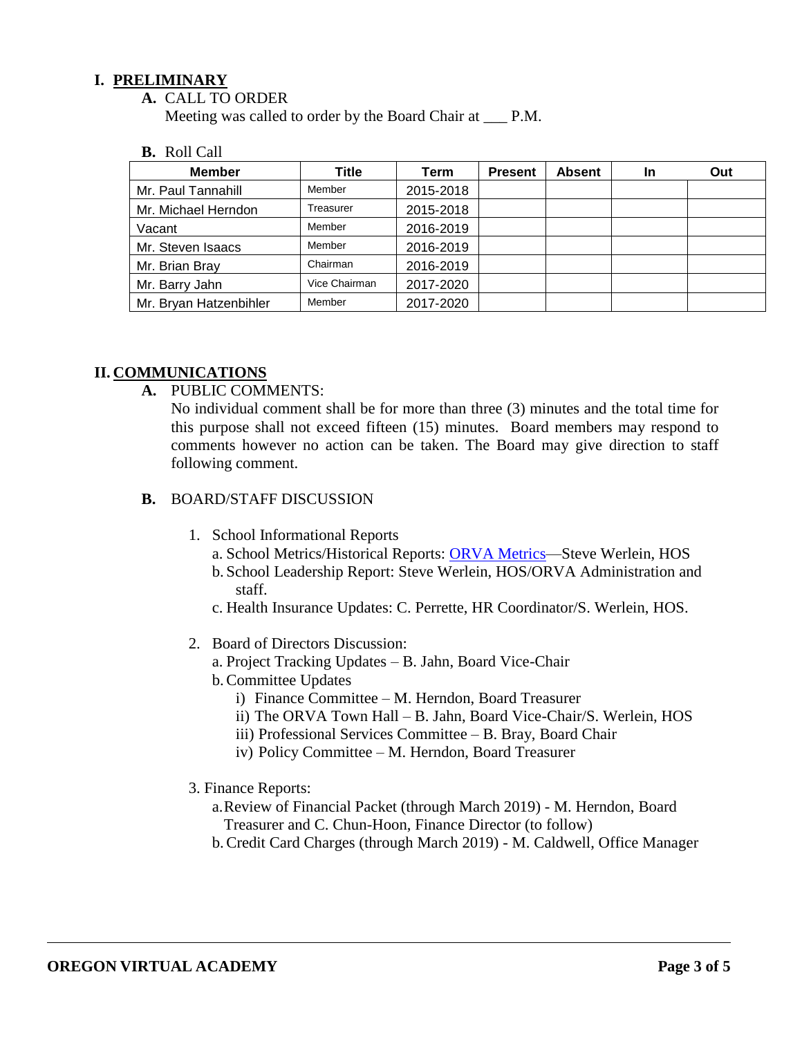## I. PRELIMINARY

**A.** CALL TO ORDER

Meeting was called to order by the Board Chair at ___ P.M.

**B.** Roll Call

| Member | Title | Term | Present | Absent | In | Out |
|---|---|---|---|---|---|---|
| Mr. Paul Tannahill | Member | 2015-2018 | | | | |
| Mr. Michael Herndon | Treasurer | 2015-2018 | | | | |
| Vacant | Member | 2016-2019 | | | | |
| Mr. Steven Isaacs | Member | 2016-2019 | | | | |
| Mr. Brian Bray | Chairman | 2016-2019 | | | | |
| Mr. Barry Jahn | Vice Chairman | 2017-2020 | | | | |
| Mr. Bryan Hatzenbihler | Member | 2017-2020 | | | | |

## II. COMMUNICATIONS

**A.** PUBLIC COMMENTS:

No individual comment shall be for more than three (3) minutes and the total time for this purpose shall not exceed fifteen (15) minutes. Board members may respond to comments however no action can be taken. The Board may give direction to staff following comment.

**B.** BOARD/STAFF DISCUSSION

1. School Informational Reports
   a. School Metrics/Historical Reports: ORVA Metrics—Steve Werlein, HOS
   b. School Leadership Report: Steve Werlein, HOS/ORVA Administration and staff.
   c. Health Insurance Updates: C. Perrette, HR Coordinator/S. Werlein, HOS.

2. Board of Directors Discussion:
   a. Project Tracking Updates – B. Jahn, Board Vice-Chair
   b. Committee Updates
      i) Finance Committee – M. Herndon, Board Treasurer
      ii) The ORVA Town Hall – B. Jahn, Board Vice-Chair/S. Werlein, HOS
      iii) Professional Services Committee – B. Bray, Board Chair
      iv) Policy Committee – M. Herndon, Board Treasurer

3. Finance Reports:
   a. Review of Financial Packet (through March 2019) - M. Herndon, Board Treasurer and C. Chun-Hoon, Finance Director (to follow)
   b. Credit Card Charges (through March 2019) - M. Caldwell, Office Manager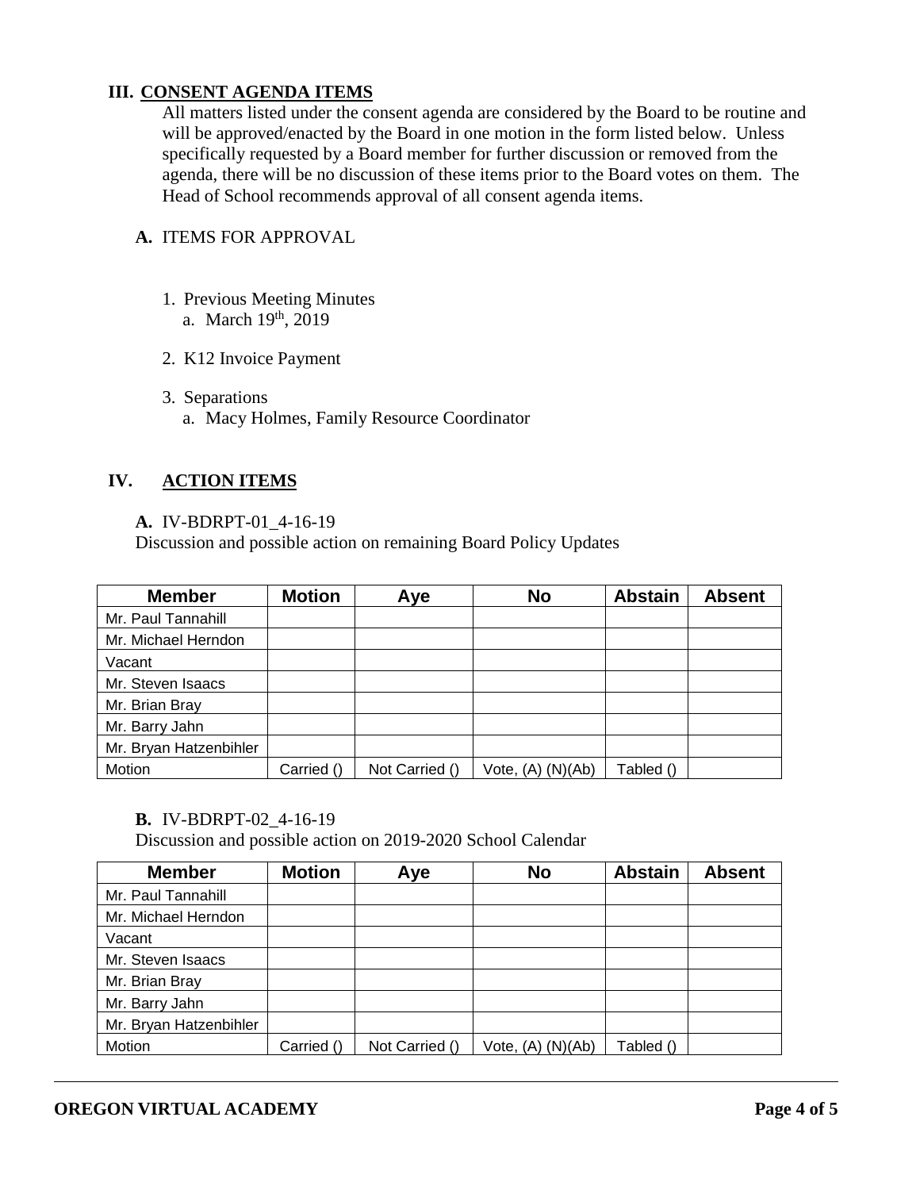## III. CONSENT AGENDA ITEMS

All matters listed under the consent agenda are considered by the Board to be routine and will be approved/enacted by the Board in one motion in the form listed below. Unless specifically requested by a Board member for further discussion or removed from the agenda, there will be no discussion of these items prior to the Board votes on them. The Head of School recommends approval of all consent agenda items.

**A.** ITEMS FOR APPROVAL

1. Previous Meeting Minutes
   a. March 19th, 2019
2. K12 Invoice Payment
3. Separations
   a. Macy Holmes, Family Resource Coordinator

## IV. ACTION ITEMS

**A.** IV-BDRPT-01_4-16-19
Discussion and possible action on remaining Board Policy Updates

| Member | Motion | Aye | No | Abstain | Absent |
|---|---|---|---|---|---|
| Mr. Paul Tannahill | | | | | |
| Mr. Michael Herndon | | | | | |
| Vacant | | | | | |
| Mr. Steven Isaacs | | | | | |
| Mr. Brian Bray | | | | | |
| Mr. Barry Jahn | | | | | |
| Mr. Bryan Hatzenbihler | | | | | |
| Motion | Carried () | Not Carried () | Vote, (A) (N)(Ab) | Tabled () | |

**B.** IV-BDRPT-02_4-16-19
Discussion and possible action on 2019-2020 School Calendar

| Member | Motion | Aye | No | Abstain | Absent |
|---|---|---|---|---|---|
| Mr. Paul Tannahill | | | | | |
| Mr. Michael Herndon | | | | | |
| Vacant | | | | | |
| Mr. Steven Isaacs | | | | | |
| Mr. Brian Bray | | | | | |
| Mr. Barry Jahn | | | | | |
| Mr. Bryan Hatzenbihler | | | | | |
| Motion | Carried () | Not Carried () | Vote, (A) (N)(Ab) | Tabled () | |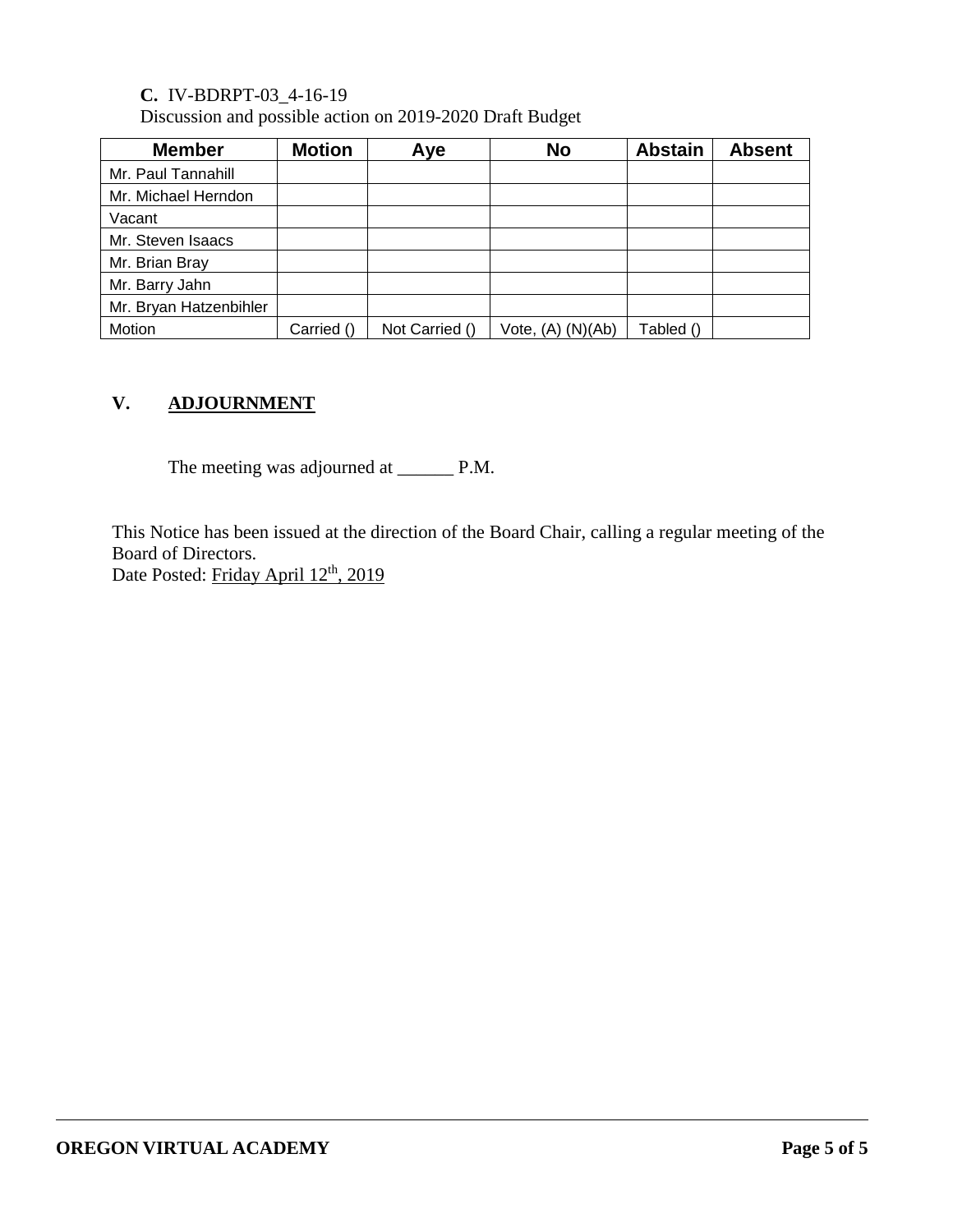**C.** IV-BDRPT-03_4-16-19
Discussion and possible action on 2019-2020 Draft Budget

| Member | Motion | Aye | No | Abstain | Absent |
|---|---|---|---|---|---|
| Mr. Paul Tannahill | | | | | |
| Mr. Michael Herndon | | | | | |
| Vacant | | | | | |
| Mr. Steven Isaacs | | | | | |
| Mr. Brian Bray | | | | | |
| Mr. Barry Jahn | | | | | |
| Mr. Bryan Hatzenbihler | | | | | |
| Motion | Carried () | Not Carried () | Vote, (A) (N)(Ab) | Tabled () | |

## V. ADJOURNMENT

The meeting was adjourned at ______ P.M.

This Notice has been issued at the direction of the Board Chair, calling a regular meeting of the Board of Directors.
Date Posted: Friday April 12th, 2019